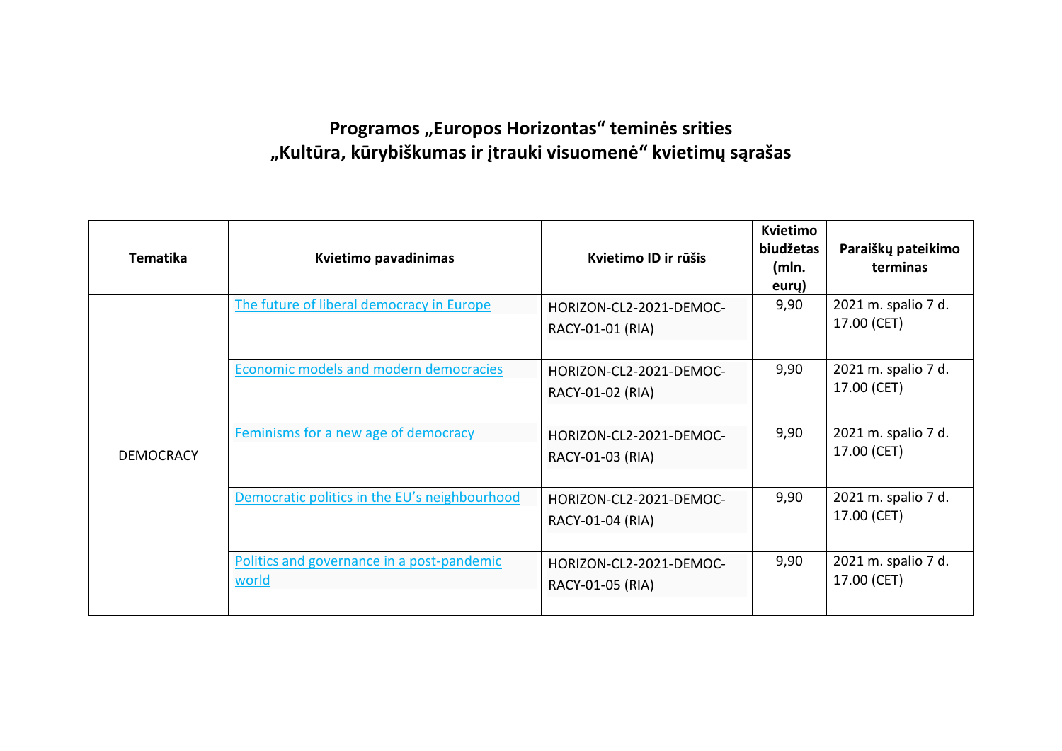# Programos „Europos Horizontas" teminės srities „Kultūra, kūrybiškumas ir įtrauki visuomenė" kvietimų sąrašas

| Tematika | Kvietimo pavadinimas | Kvietimo ID ir rūšis | Kvietimo biudžetas (mln. eurų) | Paraiškų pateikimo terminas |
|---|---|---|---|---|
| DEMOCRACY | The future of liberal democracy in Europe | HORIZON-CL2-2021-DEMOCRACY-01-01 (RIA) | 9,90 | 2021 m. spalio 7 d. 17.00 (CET) |
| | Economic models and modern democracies | HORIZON-CL2-2021-DEMOCRACY-01-02 (RIA) | 9,90 | 2021 m. spalio 7 d. 17.00 (CET) |
| | Feminisms for a new age of democracy | HORIZON-CL2-2021-DEMOCRACY-01-03 (RIA) | 9,90 | 2021 m. spalio 7 d. 17.00 (CET) |
| | Democratic politics in the EU's neighbourhood | HORIZON-CL2-2021-DEMOCRACY-01-04 (RIA) | 9,90 | 2021 m. spalio 7 d. 17.00 (CET) |
| | Politics and governance in a post-pandemic world | HORIZON-CL2-2021-DEMOCRACY-01-05 (RIA) | 9,90 | 2021 m. spalio 7 d. 17.00 (CET) |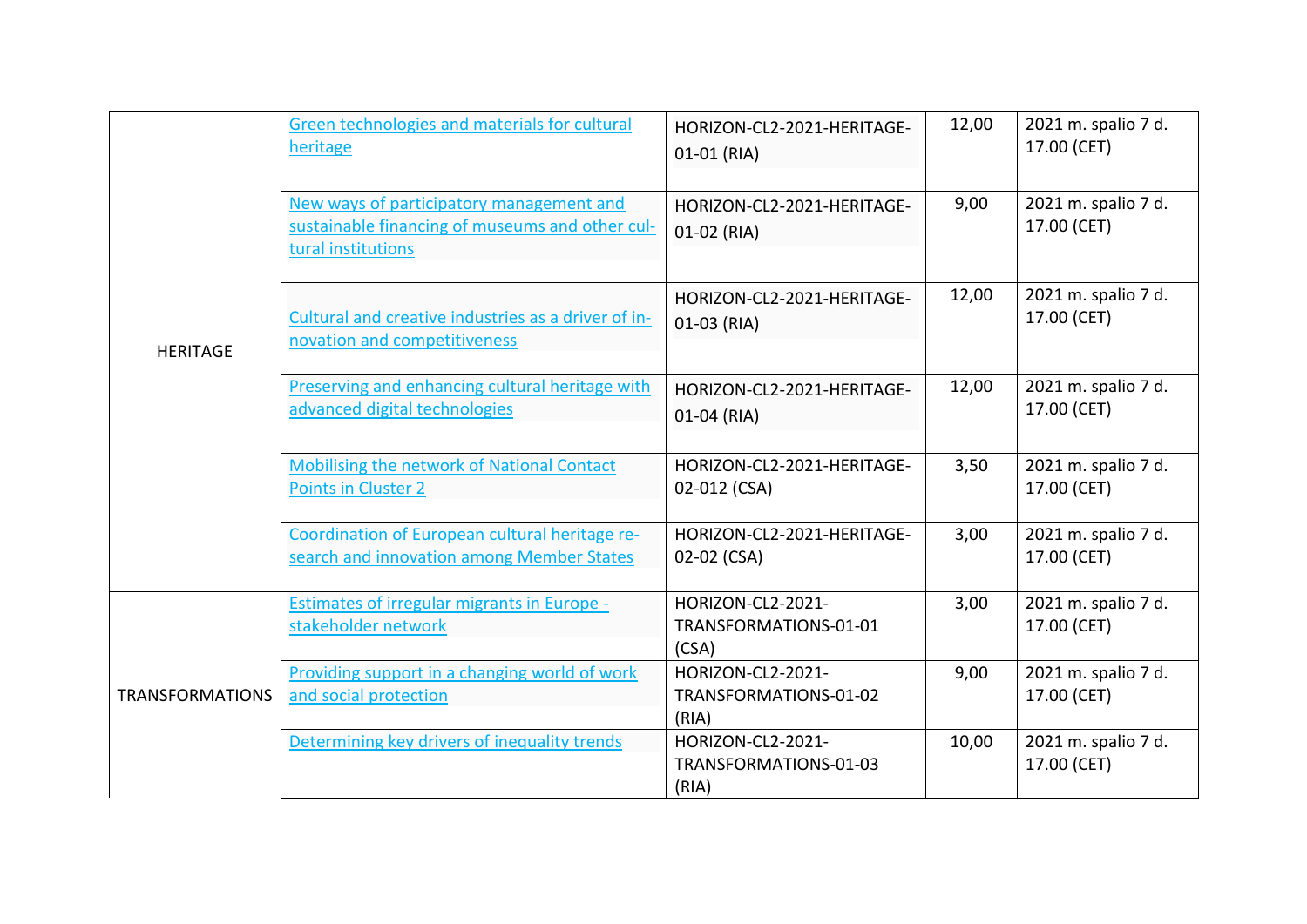| | | | | |
|---|---|---|---|---|
| HERITAGE | Green technologies and materials for cultural heritage | HORIZON-CL2-2021-HERITAGE-01-01 (RIA) | 12,00 | 2021 m. spalio 7 d. 17.00 (CET) |
| | New ways of participatory management and sustainable financing of museums and other cultural institutions | HORIZON-CL2-2021-HERITAGE-01-02 (RIA) | 9,00 | 2021 m. spalio 7 d. 17.00 (CET) |
| | Cultural and creative industries as a driver of innovation and competitiveness | HORIZON-CL2-2021-HERITAGE-01-03 (RIA) | 12,00 | 2021 m. spalio 7 d. 17.00 (CET) |
| | Preserving and enhancing cultural heritage with advanced digital technologies | HORIZON-CL2-2021-HERITAGE-01-04 (RIA) | 12,00 | 2021 m. spalio 7 d. 17.00 (CET) |
| | Mobilising the network of National Contact Points in Cluster 2 | HORIZON-CL2-2021-HERITAGE-02-012 (CSA) | 3,50 | 2021 m. spalio 7 d. 17.00 (CET) |
| | Coordination of European cultural heritage research and innovation among Member States | HORIZON-CL2-2021-HERITAGE-02-02 (CSA) | 3,00 | 2021 m. spalio 7 d. 17.00 (CET) |
| TRANSFORMATIONS | Estimates of irregular migrants in Europe - stakeholder network | HORIZON-CL2-2021-TRANSFORMATIONS-01-01 (CSA) | 3,00 | 2021 m. spalio 7 d. 17.00 (CET) |
| | Providing support in a changing world of work and social protection | HORIZON-CL2-2021-TRANSFORMATIONS-01-02 (RIA) | 9,00 | 2021 m. spalio 7 d. 17.00 (CET) |
| | Determining key drivers of inequality trends | HORIZON-CL2-2021-TRANSFORMATIONS-01-03 (RIA) | 10,00 | 2021 m. spalio 7 d. 17.00 (CET) |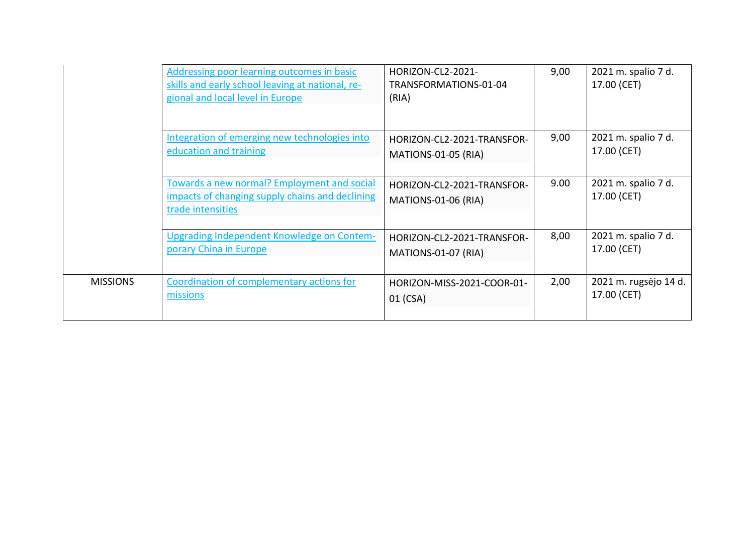| | | | | |
|---|---|---|---|---|
| | Addressing poor learning outcomes in basic skills and early school leaving at national, regional and local level in Europe | HORIZON-CL2-2021-TRANSFORMATIONS-01-04 (RIA) | 9,00 | 2021 m. spalio 7 d. 17.00 (CET) |
| | Integration of emerging new technologies into education and training | HORIZON-CL2-2021-TRANSFORMATIONS-01-05 (RIA) | 9,00 | 2021 m. spalio 7 d. 17.00 (CET) |
| | Towards a new normal? Employment and social impacts of changing supply chains and declining trade intensities | HORIZON-CL2-2021-TRANSFORMATIONS-01-06 (RIA) | 9.00 | 2021 m. spalio 7 d. 17.00 (CET) |
| | Upgrading Independent Knowledge on Contemporary China in Europe | HORIZON-CL2-2021-TRANSFORMATIONS-01-07 (RIA) | 8,00 | 2021 m. spalio 7 d. 17.00 (CET) |
| MISSIONS | Coordination of complementary actions for missions | HORIZON-MISS-2021-COOR-01-01 (CSA) | 2,00 | 2021 m. rugsėjo 14 d. 17.00 (CET) |